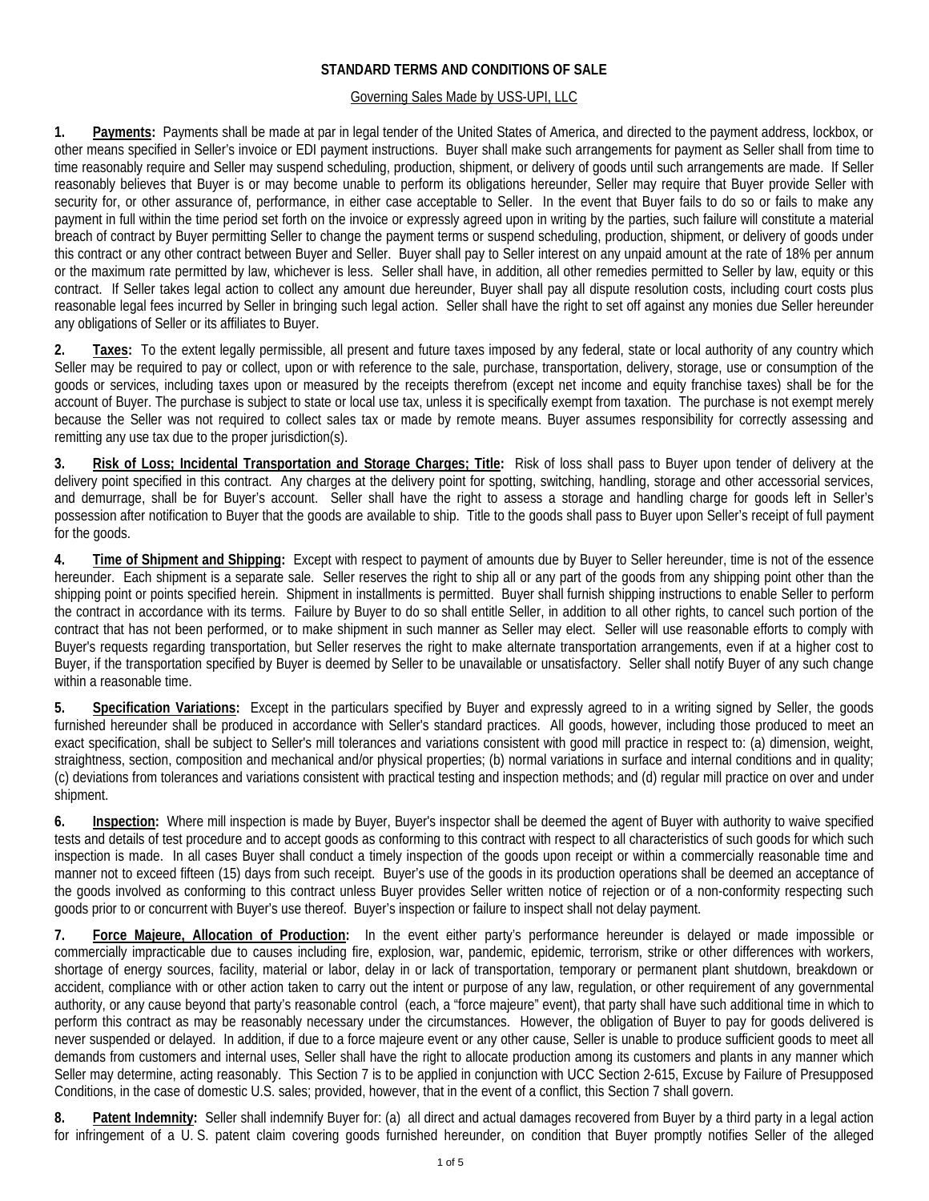**STANDARD TERMS AND CONDITIONS OF SALE**

Governing Sales Made by USS-UPI, LLC

**1. Payments:** Payments shall be made at par in legal tender of the United States of America, and directed to the payment address, lockbox, or other means specified in Seller's invoice or EDI payment instructions. Buyer shall make such arrangements for payment as Seller shall from time to time reasonably require and Seller may suspend scheduling, production, shipment, or delivery of goods until such arrangements are made. If Seller reasonably believes that Buyer is or may become unable to perform its obligations hereunder, Seller may require that Buyer provide Seller with security for, or other assurance of, performance, in either case acceptable to Seller. In the event that Buyer fails to do so or fails to make any payment in full within the time period set forth on the invoice or expressly agreed upon in writing by the parties, such failure will constitute a material breach of contract by Buyer permitting Seller to change the payment terms or suspend scheduling, production, shipment, or delivery of goods under this contract or any other contract between Buyer and Seller. Buyer shall pay to Seller interest on any unpaid amount at the rate of 18% per annum or the maximum rate permitted by law, whichever is less. Seller shall have, in addition, all other remedies permitted to Seller by law, equity or this contract. If Seller takes legal action to collect any amount due hereunder, Buyer shall pay all dispute resolution costs, including court costs plus reasonable legal fees incurred by Seller in bringing such legal action. Seller shall have the right to set off against any monies due Seller hereunder any obligations of Seller or its affiliates to Buyer.

**2. Taxes:** To the extent legally permissible, all present and future taxes imposed by any federal, state or local authority of any country which Seller may be required to pay or collect, upon or with reference to the sale, purchase, transportation, delivery, storage, use or consumption of the goods or services, including taxes upon or measured by the receipts therefrom (except net income and equity franchise taxes) shall be for the account of Buyer. The purchase is subject to state or local use tax, unless it is specifically exempt from taxation. The purchase is not exempt merely because the Seller was not required to collect sales tax or made by remote means. Buyer assumes responsibility for correctly assessing and remitting any use tax due to the proper jurisdiction(s).

**3. Risk of Loss; Incidental Transportation and Storage Charges; Title:** Risk of loss shall pass to Buyer upon tender of delivery at the delivery point specified in this contract. Any charges at the delivery point for spotting, switching, handling, storage and other accessorial services, and demurrage, shall be for Buyer's account. Seller shall have the right to assess a storage and handling charge for goods left in Seller's possession after notification to Buyer that the goods are available to ship. Title to the goods shall pass to Buyer upon Seller's receipt of full payment for the goods.

**4. Time of Shipment and Shipping:** Except with respect to payment of amounts due by Buyer to Seller hereunder, time is not of the essence hereunder. Each shipment is a separate sale. Seller reserves the right to ship all or any part of the goods from any shipping point other than the shipping point or points specified herein. Shipment in installments is permitted. Buyer shall furnish shipping instructions to enable Seller to perform the contract in accordance with its terms. Failure by Buyer to do so shall entitle Seller, in addition to all other rights, to cancel such portion of the contract that has not been performed, or to make shipment in such manner as Seller may elect. Seller will use reasonable efforts to comply with Buyer's requests regarding transportation, but Seller reserves the right to make alternate transportation arrangements, even if at a higher cost to Buyer, if the transportation specified by Buyer is deemed by Seller to be unavailable or unsatisfactory. Seller shall notify Buyer of any such change within a reasonable time.

**5. Specification Variations:** Except in the particulars specified by Buyer and expressly agreed to in a writing signed by Seller, the goods furnished hereunder shall be produced in accordance with Seller's standard practices. All goods, however, including those produced to meet an exact specification, shall be subject to Seller's mill tolerances and variations consistent with good mill practice in respect to: (a) dimension, weight, straightness, section, composition and mechanical and/or physical properties; (b) normal variations in surface and internal conditions and in quality; (c) deviations from tolerances and variations consistent with practical testing and inspection methods; and (d) regular mill practice on over and under shipment.

**6. Inspection:** Where mill inspection is made by Buyer, Buyer's inspector shall be deemed the agent of Buyer with authority to waive specified tests and details of test procedure and to accept goods as conforming to this contract with respect to all characteristics of such goods for which such inspection is made. In all cases Buyer shall conduct a timely inspection of the goods upon receipt or within a commercially reasonable time and manner not to exceed fifteen (15) days from such receipt. Buyer's use of the goods in its production operations shall be deemed an acceptance of the goods involved as conforming to this contract unless Buyer provides Seller written notice of rejection or of a non-conformity respecting such goods prior to or concurrent with Buyer's use thereof. Buyer's inspection or failure to inspect shall not delay payment.

**7. Force Majeure, Allocation of Production:** In the event either party's performance hereunder is delayed or made impossible or commercially impracticable due to causes including fire, explosion, war, pandemic, epidemic, terrorism, strike or other differences with workers, shortage of energy sources, facility, material or labor, delay in or lack of transportation, temporary or permanent plant shutdown, breakdown or accident, compliance with or other action taken to carry out the intent or purpose of any law, regulation, or other requirement of any governmental authority, or any cause beyond that party's reasonable control (each, a "force majeure" event), that party shall have such additional time in which to perform this contract as may be reasonably necessary under the circumstances. However, the obligation of Buyer to pay for goods delivered is never suspended or delayed. In addition, if due to a force majeure event or any other cause, Seller is unable to produce sufficient goods to meet all demands from customers and internal uses, Seller shall have the right to allocate production among its customers and plants in any manner which Seller may determine, acting reasonably. This Section 7 is to be applied in conjunction with UCC Section 2-615, Excuse by Failure of Presupposed Conditions, in the case of domestic U.S. sales; provided, however, that in the event of a conflict, this Section 7 shall govern.

**8. Patent Indemnity:** Seller shall indemnify Buyer for: (a) all direct and actual damages recovered from Buyer by a third party in a legal action for infringement of a U. S. patent claim covering goods furnished hereunder, on condition that Buyer promptly notifies Seller of the alleged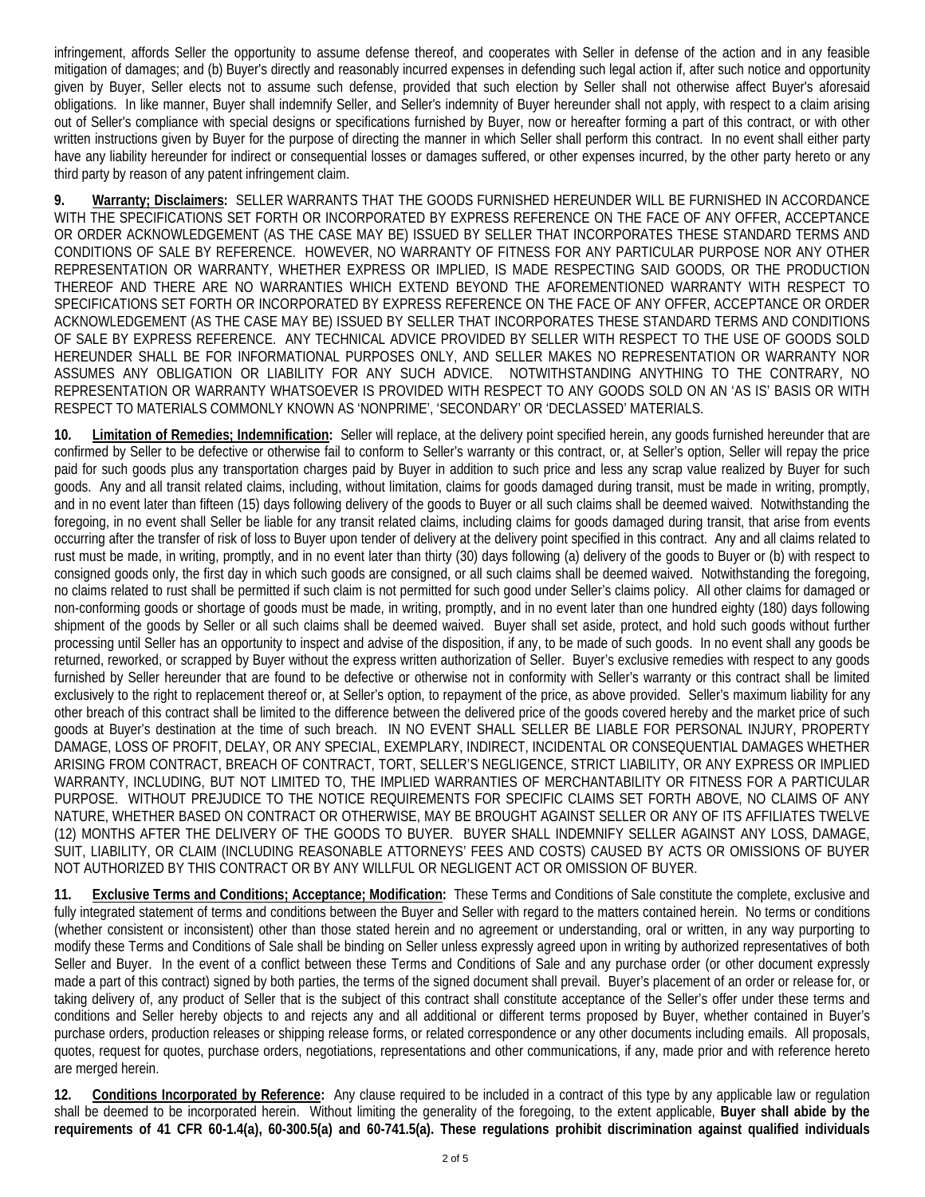infringement, affords Seller the opportunity to assume defense thereof, and cooperates with Seller in defense of the action and in any feasible mitigation of damages; and (b) Buyer's directly and reasonably incurred expenses in defending such legal action if, after such notice and opportunity given by Buyer, Seller elects not to assume such defense, provided that such election by Seller shall not otherwise affect Buyer's aforesaid obligations. In like manner, Buyer shall indemnify Seller, and Seller's indemnity of Buyer hereunder shall not apply, with respect to a claim arising out of Seller's compliance with special designs or specifications furnished by Buyer, now or hereafter forming a part of this contract, or with other written instructions given by Buyer for the purpose of directing the manner in which Seller shall perform this contract. In no event shall either party have any liability hereunder for indirect or consequential losses or damages suffered, or other expenses incurred, by the other party hereto or any third party by reason of any patent infringement claim.

**9. Warranty; Disclaimers:** SELLER WARRANTS THAT THE GOODS FURNISHED HEREUNDER WILL BE FURNISHED IN ACCORDANCE WITH THE SPECIFICATIONS SET FORTH OR INCORPORATED BY EXPRESS REFERENCE ON THE FACE OF ANY OFFER, ACCEPTANCE OR ORDER ACKNOWLEDGEMENT (AS THE CASE MAY BE) ISSUED BY SELLER THAT INCORPORATES THESE STANDARD TERMS AND CONDITIONS OF SALE BY REFERENCE. HOWEVER, NO WARRANTY OF FITNESS FOR ANY PARTICULAR PURPOSE NOR ANY OTHER REPRESENTATION OR WARRANTY, WHETHER EXPRESS OR IMPLIED, IS MADE RESPECTING SAID GOODS, OR THE PRODUCTION THEREOF AND THERE ARE NO WARRANTIES WHICH EXTEND BEYOND THE AFOREMENTIONED WARRANTY WITH RESPECT TO SPECIFICATIONS SET FORTH OR INCORPORATED BY EXPRESS REFERENCE ON THE FACE OF ANY OFFER, ACCEPTANCE OR ORDER ACKNOWLEDGEMENT (AS THE CASE MAY BE) ISSUED BY SELLER THAT INCORPORATES THESE STANDARD TERMS AND CONDITIONS OF SALE BY EXPRESS REFERENCE. ANY TECHNICAL ADVICE PROVIDED BY SELLER WITH RESPECT TO THE USE OF GOODS SOLD HEREUNDER SHALL BE FOR INFORMATIONAL PURPOSES ONLY, AND SELLER MAKES NO REPRESENTATION OR WARRANTY NOR ASSUMES ANY OBLIGATION OR LIABILITY FOR ANY SUCH ADVICE. NOTWITHSTANDING ANYTHING TO THE CONTRARY, NO REPRESENTATION OR WARRANTY WHATSOEVER IS PROVIDED WITH RESPECT TO ANY GOODS SOLD ON AN 'AS IS' BASIS OR WITH RESPECT TO MATERIALS COMMONLY KNOWN AS 'NONPRIME', 'SECONDARY' OR 'DECLASSED' MATERIALS.

**10. Limitation of Remedies; Indemnification:** Seller will replace, at the delivery point specified herein, any goods furnished hereunder that are confirmed by Seller to be defective or otherwise fail to conform to Seller's warranty or this contract, or, at Seller's option, Seller will repay the price paid for such goods plus any transportation charges paid by Buyer in addition to such price and less any scrap value realized by Buyer for such goods. Any and all transit related claims, including, without limitation, claims for goods damaged during transit, must be made in writing, promptly, and in no event later than fifteen (15) days following delivery of the goods to Buyer or all such claims shall be deemed waived. Notwithstanding the foregoing, in no event shall Seller be liable for any transit related claims, including claims for goods damaged during transit, that arise from events occurring after the transfer of risk of loss to Buyer upon tender of delivery at the delivery point specified in this contract. Any and all claims related to rust must be made, in writing, promptly, and in no event later than thirty (30) days following (a) delivery of the goods to Buyer or (b) with respect to consigned goods only, the first day in which such goods are consigned, or all such claims shall be deemed waived. Notwithstanding the foregoing, no claims related to rust shall be permitted if such claim is not permitted for such good under Seller's claims policy. All other claims for damaged or non-conforming goods or shortage of goods must be made, in writing, promptly, and in no event later than one hundred eighty (180) days following shipment of the goods by Seller or all such claims shall be deemed waived. Buyer shall set aside, protect, and hold such goods without further processing until Seller has an opportunity to inspect and advise of the disposition, if any, to be made of such goods. In no event shall any goods be returned, reworked, or scrapped by Buyer without the express written authorization of Seller. Buyer's exclusive remedies with respect to any goods furnished by Seller hereunder that are found to be defective or otherwise not in conformity with Seller's warranty or this contract shall be limited exclusively to the right to replacement thereof or, at Seller's option, to repayment of the price, as above provided. Seller's maximum liability for any other breach of this contract shall be limited to the difference between the delivered price of the goods covered hereby and the market price of such goods at Buyer's destination at the time of such breach. IN NO EVENT SHALL SELLER BE LIABLE FOR PERSONAL INJURY, PROPERTY DAMAGE, LOSS OF PROFIT, DELAY, OR ANY SPECIAL, EXEMPLARY, INDIRECT, INCIDENTAL OR CONSEQUENTIAL DAMAGES WHETHER ARISING FROM CONTRACT, BREACH OF CONTRACT, TORT, SELLER'S NEGLIGENCE, STRICT LIABILITY, OR ANY EXPRESS OR IMPLIED WARRANTY, INCLUDING, BUT NOT LIMITED TO, THE IMPLIED WARRANTIES OF MERCHANTABILITY OR FITNESS FOR A PARTICULAR PURPOSE. WITHOUT PREJUDICE TO THE NOTICE REQUIREMENTS FOR SPECIFIC CLAIMS SET FORTH ABOVE, NO CLAIMS OF ANY NATURE, WHETHER BASED ON CONTRACT OR OTHERWISE, MAY BE BROUGHT AGAINST SELLER OR ANY OF ITS AFFILIATES TWELVE (12) MONTHS AFTER THE DELIVERY OF THE GOODS TO BUYER. BUYER SHALL INDEMNIFY SELLER AGAINST ANY LOSS, DAMAGE, SUIT, LIABILITY, OR CLAIM (INCLUDING REASONABLE ATTORNEYS' FEES AND COSTS) CAUSED BY ACTS OR OMISSIONS OF BUYER NOT AUTHORIZED BY THIS CONTRACT OR BY ANY WILLFUL OR NEGLIGENT ACT OR OMISSION OF BUYER.

**11. Exclusive Terms and Conditions; Acceptance; Modification:** These Terms and Conditions of Sale constitute the complete, exclusive and fully integrated statement of terms and conditions between the Buyer and Seller with regard to the matters contained herein. No terms or conditions (whether consistent or inconsistent) other than those stated herein and no agreement or understanding, oral or written, in any way purporting to modify these Terms and Conditions of Sale shall be binding on Seller unless expressly agreed upon in writing by authorized representatives of both Seller and Buyer. In the event of a conflict between these Terms and Conditions of Sale and any purchase order (or other document expressly made a part of this contract) signed by both parties, the terms of the signed document shall prevail. Buyer's placement of an order or release for, or taking delivery of, any product of Seller that is the subject of this contract shall constitute acceptance of the Seller's offer under these terms and conditions and Seller hereby objects to and rejects any and all additional or different terms proposed by Buyer, whether contained in Buyer's purchase orders, production releases or shipping release forms, or related correspondence or any other documents including emails. All proposals, quotes, request for quotes, purchase orders, negotiations, representations and other communications, if any, made prior and with reference hereto are merged herein.

**12. Conditions Incorporated by Reference:** Any clause required to be included in a contract of this type by any applicable law or regulation shall be deemed to be incorporated herein. Without limiting the generality of the foregoing, to the extent applicable, **Buyer shall abide by the requirements of 41 CFR 60-1.4(a), 60-300.5(a) and 60-741.5(a). These regulations prohibit discrimination against qualified individuals**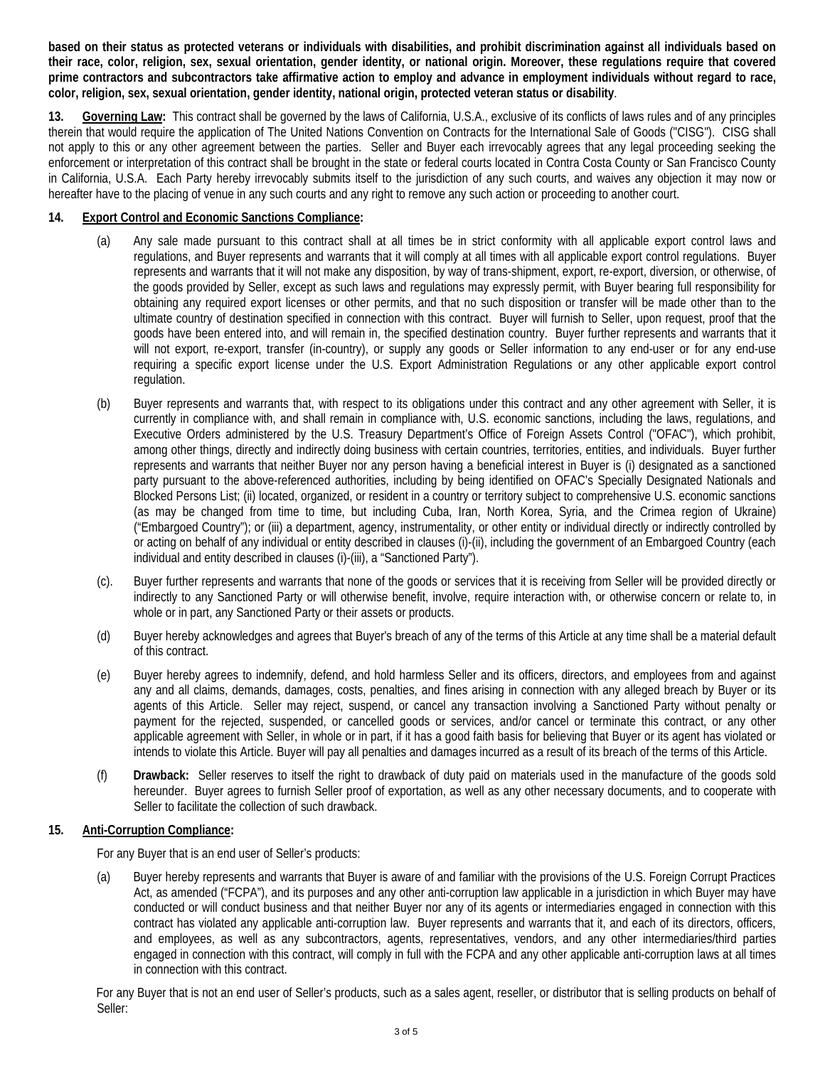**based on their status as protected veterans or individuals with disabilities, and prohibit discrimination against all individuals based on their race, color, religion, sex, sexual orientation, gender identity, or national origin. Moreover, these regulations require that covered prime contractors and subcontractors take affirmative action to employ and advance in employment individuals without regard to race, color, religion, sex, sexual orientation, gender identity, national origin, protected veteran status or disability**.

**13. Governing Law:** This contract shall be governed by the laws of California, U.S.A., exclusive of its conflicts of laws rules and of any principles therein that would require the application of The United Nations Convention on Contracts for the International Sale of Goods ("CISG"). CISG shall not apply to this or any other agreement between the parties. Seller and Buyer each irrevocably agrees that any legal proceeding seeking the enforcement or interpretation of this contract shall be brought in the state or federal courts located in Contra Costa County or San Francisco County in California, U.S.A. Each Party hereby irrevocably submits itself to the jurisdiction of any such courts, and waives any objection it may now or hereafter have to the placing of venue in any such courts and any right to remove any such action or proceeding to another court.

**14. Export Control and Economic Sanctions Compliance:**

(a) Any sale made pursuant to this contract shall at all times be in strict conformity with all applicable export control laws and regulations, and Buyer represents and warrants that it will comply at all times with all applicable export control regulations. Buyer represents and warrants that it will not make any disposition, by way of trans-shipment, export, re-export, diversion, or otherwise, of the goods provided by Seller, except as such laws and regulations may expressly permit, with Buyer bearing full responsibility for obtaining any required export licenses or other permits, and that no such disposition or transfer will be made other than to the ultimate country of destination specified in connection with this contract. Buyer will furnish to Seller, upon request, proof that the goods have been entered into, and will remain in, the specified destination country. Buyer further represents and warrants that it will not export, re-export, transfer (in-country), or supply any goods or Seller information to any end-user or for any end-use requiring a specific export license under the U.S. Export Administration Regulations or any other applicable export control regulation.

(b) Buyer represents and warrants that, with respect to its obligations under this contract and any other agreement with Seller, it is currently in compliance with, and shall remain in compliance with, U.S. economic sanctions, including the laws, regulations, and Executive Orders administered by the U.S. Treasury Department's Office of Foreign Assets Control ("OFAC"), which prohibit, among other things, directly and indirectly doing business with certain countries, territories, entities, and individuals. Buyer further represents and warrants that neither Buyer nor any person having a beneficial interest in Buyer is (i) designated as a sanctioned party pursuant to the above-referenced authorities, including by being identified on OFAC's Specially Designated Nationals and Blocked Persons List; (ii) located, organized, or resident in a country or territory subject to comprehensive U.S. economic sanctions (as may be changed from time to time, but including Cuba, Iran, North Korea, Syria, and the Crimea region of Ukraine) ("Embargoed Country"); or (iii) a department, agency, instrumentality, or other entity or individual directly or indirectly controlled by or acting on behalf of any individual or entity described in clauses (i)-(ii), including the government of an Embargoed Country (each individual and entity described in clauses (i)-(iii), a "Sanctioned Party").

(c). Buyer further represents and warrants that none of the goods or services that it is receiving from Seller will be provided directly or indirectly to any Sanctioned Party or will otherwise benefit, involve, require interaction with, or otherwise concern or relate to, in whole or in part, any Sanctioned Party or their assets or products.

(d) Buyer hereby acknowledges and agrees that Buyer's breach of any of the terms of this Article at any time shall be a material default of this contract.

(e) Buyer hereby agrees to indemnify, defend, and hold harmless Seller and its officers, directors, and employees from and against any and all claims, demands, damages, costs, penalties, and fines arising in connection with any alleged breach by Buyer or its agents of this Article. Seller may reject, suspend, or cancel any transaction involving a Sanctioned Party without penalty or payment for the rejected, suspended, or cancelled goods or services, and/or cancel or terminate this contract, or any other applicable agreement with Seller, in whole or in part, if it has a good faith basis for believing that Buyer or its agent has violated or intends to violate this Article. Buyer will pay all penalties and damages incurred as a result of its breach of the terms of this Article.

(f) **Drawback:** Seller reserves to itself the right to drawback of duty paid on materials used in the manufacture of the goods sold hereunder. Buyer agrees to furnish Seller proof of exportation, as well as any other necessary documents, and to cooperate with Seller to facilitate the collection of such drawback.

**15. Anti-Corruption Compliance:**

For any Buyer that is an end user of Seller's products:

(a) Buyer hereby represents and warrants that Buyer is aware of and familiar with the provisions of the U.S. Foreign Corrupt Practices Act, as amended ("FCPA"), and its purposes and any other anti-corruption law applicable in a jurisdiction in which Buyer may have conducted or will conduct business and that neither Buyer nor any of its agents or intermediaries engaged in connection with this contract has violated any applicable anti-corruption law. Buyer represents and warrants that it, and each of its directors, officers, and employees, as well as any subcontractors, agents, representatives, vendors, and any other intermediaries/third parties engaged in connection with this contract, will comply in full with the FCPA and any other applicable anti-corruption laws at all times in connection with this contract.

For any Buyer that is not an end user of Seller's products, such as a sales agent, reseller, or distributor that is selling products on behalf of Seller: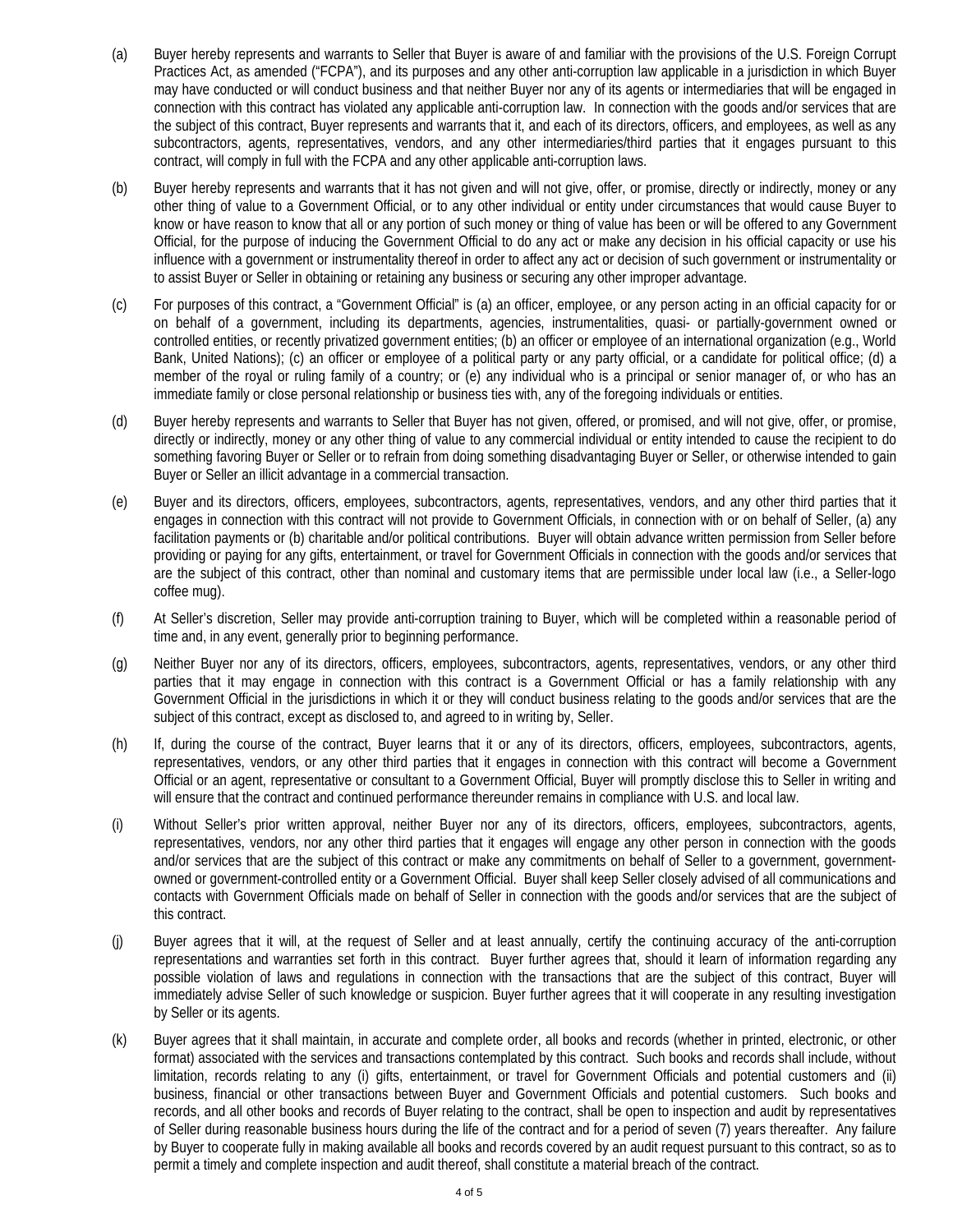(a) Buyer hereby represents and warrants to Seller that Buyer is aware of and familiar with the provisions of the U.S. Foreign Corrupt Practices Act, as amended ("FCPA"), and its purposes and any other anti-corruption law applicable in a jurisdiction in which Buyer may have conducted or will conduct business and that neither Buyer nor any of its agents or intermediaries that will be engaged in connection with this contract has violated any applicable anti-corruption law. In connection with the goods and/or services that are the subject of this contract, Buyer represents and warrants that it, and each of its directors, officers, and employees, as well as any subcontractors, agents, representatives, vendors, and any other intermediaries/third parties that it engages pursuant to this contract, will comply in full with the FCPA and any other applicable anti-corruption laws.

(b) Buyer hereby represents and warrants that it has not given and will not give, offer, or promise, directly or indirectly, money or any other thing of value to a Government Official, or to any other individual or entity under circumstances that would cause Buyer to know or have reason to know that all or any portion of such money or thing of value has been or will be offered to any Government Official, for the purpose of inducing the Government Official to do any act or make any decision in his official capacity or use his influence with a government or instrumentality thereof in order to affect any act or decision of such government or instrumentality or to assist Buyer or Seller in obtaining or retaining any business or securing any other improper advantage.

(c) For purposes of this contract, a "Government Official" is (a) an officer, employee, or any person acting in an official capacity for or on behalf of a government, including its departments, agencies, instrumentalities, quasi- or partially-government owned or controlled entities, or recently privatized government entities; (b) an officer or employee of an international organization (e.g., World Bank, United Nations); (c) an officer or employee of a political party or any party official, or a candidate for political office; (d) a member of the royal or ruling family of a country; or (e) any individual who is a principal or senior manager of, or who has an immediate family or close personal relationship or business ties with, any of the foregoing individuals or entities.

(d) Buyer hereby represents and warrants to Seller that Buyer has not given, offered, or promised, and will not give, offer, or promise, directly or indirectly, money or any other thing of value to any commercial individual or entity intended to cause the recipient to do something favoring Buyer or Seller or to refrain from doing something disadvantaging Buyer or Seller, or otherwise intended to gain Buyer or Seller an illicit advantage in a commercial transaction.

(e) Buyer and its directors, officers, employees, subcontractors, agents, representatives, vendors, and any other third parties that it engages in connection with this contract will not provide to Government Officials, in connection with or on behalf of Seller, (a) any facilitation payments or (b) charitable and/or political contributions. Buyer will obtain advance written permission from Seller before providing or paying for any gifts, entertainment, or travel for Government Officials in connection with the goods and/or services that are the subject of this contract, other than nominal and customary items that are permissible under local law (i.e., a Seller-logo coffee mug).

(f) At Seller's discretion, Seller may provide anti-corruption training to Buyer, which will be completed within a reasonable period of time and, in any event, generally prior to beginning performance.

(g) Neither Buyer nor any of its directors, officers, employees, subcontractors, agents, representatives, vendors, or any other third parties that it may engage in connection with this contract is a Government Official or has a family relationship with any Government Official in the jurisdictions in which it or they will conduct business relating to the goods and/or services that are the subject of this contract, except as disclosed to, and agreed to in writing by, Seller.

(h) If, during the course of the contract, Buyer learns that it or any of its directors, officers, employees, subcontractors, agents, representatives, vendors, or any other third parties that it engages in connection with this contract will become a Government Official or an agent, representative or consultant to a Government Official, Buyer will promptly disclose this to Seller in writing and will ensure that the contract and continued performance thereunder remains in compliance with U.S. and local law.

(i) Without Seller's prior written approval, neither Buyer nor any of its directors, officers, employees, subcontractors, agents, representatives, vendors, nor any other third parties that it engages will engage any other person in connection with the goods and/or services that are the subject of this contract or make any commitments on behalf of Seller to a government, government-owned or government-controlled entity or a Government Official. Buyer shall keep Seller closely advised of all communications and contacts with Government Officials made on behalf of Seller in connection with the goods and/or services that are the subject of this contract.

(j) Buyer agrees that it will, at the request of Seller and at least annually, certify the continuing accuracy of the anti-corruption representations and warranties set forth in this contract. Buyer further agrees that, should it learn of information regarding any possible violation of laws and regulations in connection with the transactions that are the subject of this contract, Buyer will immediately advise Seller of such knowledge or suspicion. Buyer further agrees that it will cooperate in any resulting investigation by Seller or its agents.

(k) Buyer agrees that it shall maintain, in accurate and complete order, all books and records (whether in printed, electronic, or other format) associated with the services and transactions contemplated by this contract. Such books and records shall include, without limitation, records relating to any (i) gifts, entertainment, or travel for Government Officials and potential customers and (ii) business, financial or other transactions between Buyer and Government Officials and potential customers. Such books and records, and all other books and records of Buyer relating to the contract, shall be open to inspection and audit by representatives of Seller during reasonable business hours during the life of the contract and for a period of seven (7) years thereafter. Any failure by Buyer to cooperate fully in making available all books and records covered by an audit request pursuant to this contract, so as to permit a timely and complete inspection and audit thereof, shall constitute a material breach of the contract.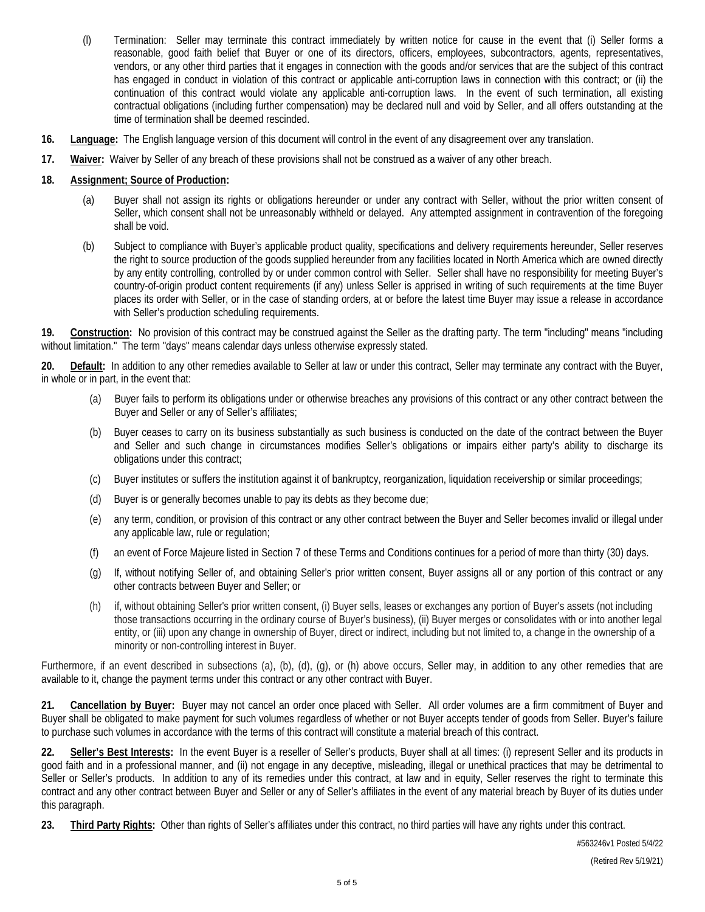(l) Termination: Seller may terminate this contract immediately by written notice for cause in the event that (i) Seller forms a reasonable, good faith belief that Buyer or one of its directors, officers, employees, subcontractors, agents, representatives, vendors, or any other third parties that it engages in connection with the goods and/or services that are the subject of this contract has engaged in conduct in violation of this contract or applicable anti-corruption laws in connection with this contract; or (ii) the continuation of this contract would violate any applicable anti-corruption laws. In the event of such termination, all existing contractual obligations (including further compensation) may be declared null and void by Seller, and all offers outstanding at the time of termination shall be deemed rescinded.

**16. Language:** The English language version of this document will control in the event of any disagreement over any translation.

**17. Waiver:** Waiver by Seller of any breach of these provisions shall not be construed as a waiver of any other breach.

**18. Assignment; Source of Production:**

(a) Buyer shall not assign its rights or obligations hereunder or under any contract with Seller, without the prior written consent of Seller, which consent shall not be unreasonably withheld or delayed. Any attempted assignment in contravention of the foregoing shall be void.

(b) Subject to compliance with Buyer's applicable product quality, specifications and delivery requirements hereunder, Seller reserves the right to source production of the goods supplied hereunder from any facilities located in North America which are owned directly by any entity controlling, controlled by or under common control with Seller. Seller shall have no responsibility for meeting Buyer's country-of-origin product content requirements (if any) unless Seller is apprised in writing of such requirements at the time Buyer places its order with Seller, or in the case of standing orders, at or before the latest time Buyer may issue a release in accordance with Seller's production scheduling requirements.

**19. Construction:** No provision of this contract may be construed against the Seller as the drafting party. The term "including" means "including without limitation." The term "days" means calendar days unless otherwise expressly stated.

**20. Default:** In addition to any other remedies available to Seller at law or under this contract, Seller may terminate any contract with the Buyer, in whole or in part, in the event that:

(a) Buyer fails to perform its obligations under or otherwise breaches any provisions of this contract or any other contract between the Buyer and Seller or any of Seller's affiliates;

(b) Buyer ceases to carry on its business substantially as such business is conducted on the date of the contract between the Buyer and Seller and such change in circumstances modifies Seller's obligations or impairs either party's ability to discharge its obligations under this contract;

(c) Buyer institutes or suffers the institution against it of bankruptcy, reorganization, liquidation receivership or similar proceedings;

(d) Buyer is or generally becomes unable to pay its debts as they become due;

(e) any term, condition, or provision of this contract or any other contract between the Buyer and Seller becomes invalid or illegal under any applicable law, rule or regulation;

(f) an event of Force Majeure listed in Section 7 of these Terms and Conditions continues for a period of more than thirty (30) days.

(g) If, without notifying Seller of, and obtaining Seller's prior written consent, Buyer assigns all or any portion of this contract or any other contracts between Buyer and Seller; or

(h) if, without obtaining Seller's prior written consent, (i) Buyer sells, leases or exchanges any portion of Buyer's assets (not including those transactions occurring in the ordinary course of Buyer's business), (ii) Buyer merges or consolidates with or into another legal entity, or (iii) upon any change in ownership of Buyer, direct or indirect, including but not limited to, a change in the ownership of a minority or non-controlling interest in Buyer.

Furthermore, if an event described in subsections (a), (b), (d), (g), or (h) above occurs, Seller may, in addition to any other remedies that are available to it, change the payment terms under this contract or any other contract with Buyer.

**21. Cancellation by Buyer:** Buyer may not cancel an order once placed with Seller. All order volumes are a firm commitment of Buyer and Buyer shall be obligated to make payment for such volumes regardless of whether or not Buyer accepts tender of goods from Seller. Buyer's failure to purchase such volumes in accordance with the terms of this contract will constitute a material breach of this contract.

**22. Seller's Best Interests:** In the event Buyer is a reseller of Seller's products, Buyer shall at all times: (i) represent Seller and its products in good faith and in a professional manner, and (ii) not engage in any deceptive, misleading, illegal or unethical practices that may be detrimental to Seller or Seller's products. In addition to any of its remedies under this contract, at law and in equity, Seller reserves the right to terminate this contract and any other contract between Buyer and Seller or any of Seller's affiliates in the event of any material breach by Buyer of its duties under this paragraph.

**23. Third Party Rights:** Other than rights of Seller's affiliates under this contract, no third parties will have any rights under this contract.

#563246v1 Posted 5/4/22

(Retired Rev 5/19/21)